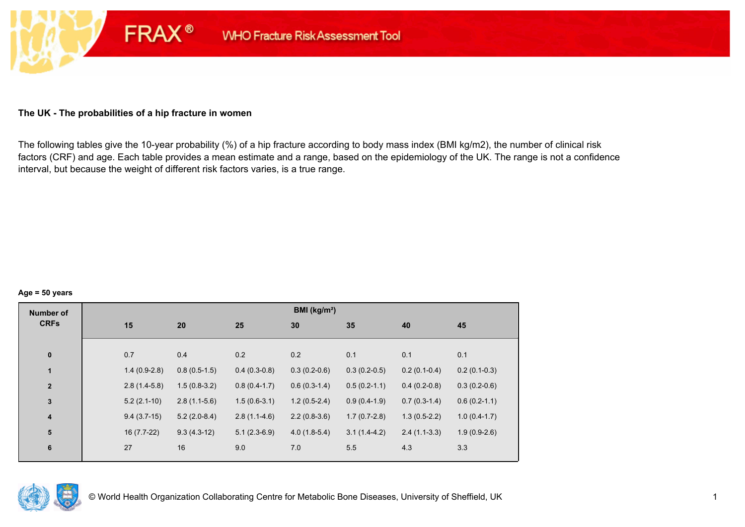FRAX® WHO Fracture Risk Assessment Tool

## The UK - The probabilities of a hip fracture in women

The following tables give the 10-year probability (%) of a hip fracture according to body mass index (BMI kg/m2), the number of clinical risk factors (CRF) and age. Each table provides a mean estimate and a range, based on the epidemiology of the UK. The range is not a confidence interval, but because the weight of different risk factors varies, is a true range.

**Age = 50 years**

| Number of CRFs | BMI (kg/m²) | | | | | | |
|---|---|---|---|---|---|---|---|
| | 15 | 20 | 25 | 30 | 35 | 40 | 45 |
| 0 | 0.7 | 0.4 | 0.2 | 0.2 | 0.1 | 0.1 | 0.1 |
| 1 | 1.4 (0.9-2.8) | 0.8 (0.5-1.5) | 0.4 (0.3-0.8) | 0.3 (0.2-0.6) | 0.3 (0.2-0.5) | 0.2 (0.1-0.4) | 0.2 (0.1-0.3) |
| 2 | 2.8 (1.4-5.8) | 1.5 (0.8-3.2) | 0.8 (0.4-1.7) | 0.6 (0.3-1.4) | 0.5 (0.2-1.1) | 0.4 (0.2-0.8) | 0.3 (0.2-0.6) |
| 3 | 5.2 (2.1-10) | 2.8 (1.1-5.6) | 1.5 (0.6-3.1) | 1.2 (0.5-2.4) | 0.9 (0.4-1.9) | 0.7 (0.3-1.4) | 0.6 (0.2-1.1) |
| 4 | 9.4 (3.7-15) | 5.2 (2.0-8.4) | 2.8 (1.1-4.6) | 2.2 (0.8-3.6) | 1.7 (0.7-2.8) | 1.3 (0.5-2.2) | 1.0 (0.4-1.7) |
| 5 | 16 (7.7-22) | 9.3 (4.3-12) | 5.1 (2.3-6.9) | 4.0 (1.8-5.4) | 3.1 (1.4-4.2) | 2.4 (1.1-3.3) | 1.9 (0.9-2.6) |
| 6 | 27 | 16 | 9.0 | 7.0 | 5.5 | 4.3 | 3.3 |

© World Health Organization Collaborating Centre for Metabolic Bone Diseases, University of Sheffield, UK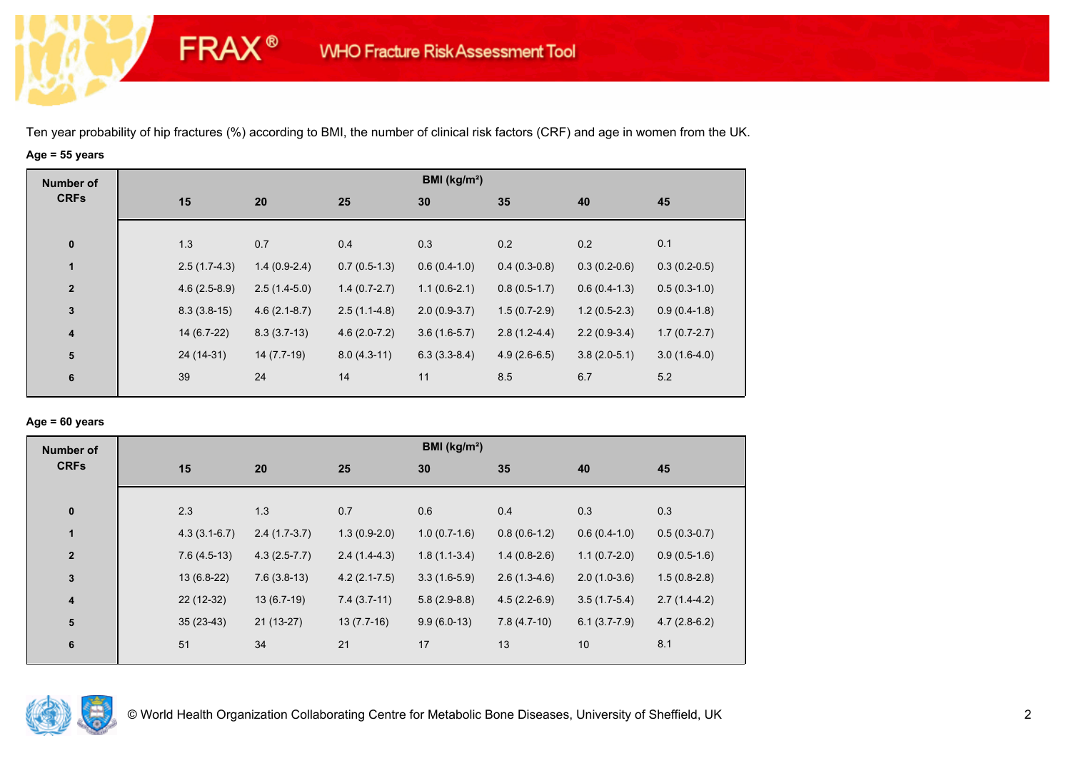Ten year probability of hip fractures (%) according to BMI, the number of clinical risk factors (CRF) and age in women from the UK.

**Age = 55 years**

| Number of CRFs | BMI (kg/m²) | | | | | | |
|---|---|---|---|---|---|---|---|
| | 15 | 20 | 25 | 30 | 35 | 40 | 45 |
| 0 | 1.3 | 0.7 | 0.4 | 0.3 | 0.2 | 0.2 | 0.1 |
| 1 | 2.5 (1.7-4.3) | 1.4 (0.9-2.4) | 0.7 (0.5-1.3) | 0.6 (0.4-1.0) | 0.4 (0.3-0.8) | 0.3 (0.2-0.6) | 0.3 (0.2-0.5) |
| 2 | 4.6 (2.5-8.9) | 2.5 (1.4-5.0) | 1.4 (0.7-2.7) | 1.1 (0.6-2.1) | 0.8 (0.5-1.7) | 0.6 (0.4-1.3) | 0.5 (0.3-1.0) |
| 3 | 8.3 (3.8-15) | 4.6 (2.1-8.7) | 2.5 (1.1-4.8) | 2.0 (0.9-3.7) | 1.5 (0.7-2.9) | 1.2 (0.5-2.3) | 0.9 (0.4-1.8) |
| 4 | 14 (6.7-22) | 8.3 (3.7-13) | 4.6 (2.0-7.2) | 3.6 (1.6-5.7) | 2.8 (1.2-4.4) | 2.2 (0.9-3.4) | 1.7 (0.7-2.7) |
| 5 | 24 (14-31) | 14 (7.7-19) | 8.0 (4.3-11) | 6.3 (3.3-8.4) | 4.9 (2.6-6.5) | 3.8 (2.0-5.1) | 3.0 (1.6-4.0) |
| 6 | 39 | 24 | 14 | 11 | 8.5 | 6.7 | 5.2 |

**Age = 60 years**

| Number of CRFs | BMI (kg/m²) | | | | | | |
|---|---|---|---|---|---|---|---|
| | 15 | 20 | 25 | 30 | 35 | 40 | 45 |
| 0 | 2.3 | 1.3 | 0.7 | 0.6 | 0.4 | 0.3 | 0.3 |
| 1 | 4.3 (3.1-6.7) | 2.4 (1.7-3.7) | 1.3 (0.9-2.0) | 1.0 (0.7-1.6) | 0.8 (0.6-1.2) | 0.6 (0.4-1.0) | 0.5 (0.3-0.7) |
| 2 | 7.6 (4.5-13) | 4.3 (2.5-7.7) | 2.4 (1.4-4.3) | 1.8 (1.1-3.4) | 1.4 (0.8-2.6) | 1.1 (0.7-2.0) | 0.9 (0.5-1.6) |
| 3 | 13 (6.8-22) | 7.6 (3.8-13) | 4.2 (2.1-7.5) | 3.3 (1.6-5.9) | 2.6 (1.3-4.6) | 2.0 (1.0-3.6) | 1.5 (0.8-2.8) |
| 4 | 22 (12-32) | 13 (6.7-19) | 7.4 (3.7-11) | 5.8 (2.9-8.8) | 4.5 (2.2-6.9) | 3.5 (1.7-5.4) | 2.7 (1.4-4.2) |
| 5 | 35 (23-43) | 21 (13-27) | 13 (7.7-16) | 9.9 (6.0-13) | 7.8 (4.7-10) | 6.1 (3.7-7.9) | 4.7 (2.8-6.2) |
| 6 | 51 | 34 | 21 | 17 | 13 | 10 | 8.1 |

© World Health Organization Collaborating Centre for Metabolic Bone Diseases, University of Sheffield, UK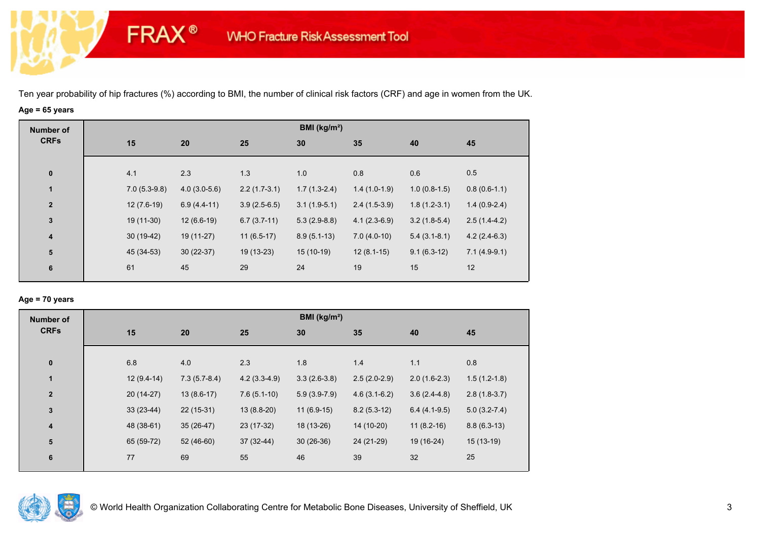FRAX® WHO Fracture Risk Assessment Tool

Ten year probability of hip fractures (%) according to BMI, the number of clinical risk factors (CRF) and age in women from the UK.

**Age = 65 years**

| Number of CRFs | BMI (kg/m²) | | | | | | |
|---|---|---|---|---|---|---|---|
| | **15** | **20** | **25** | **30** | **35** | **40** | **45** |
| **0** | 4.1 | 2.3 | 1.3 | 1.0 | 0.8 | 0.6 | 0.5 |
| **1** | 7.0 (5.3-9.8) | 4.0 (3.0-5.6) | 2.2 (1.7-3.1) | 1.7 (1.3-2.4) | 1.4 (1.0-1.9) | 1.0 (0.8-1.5) | 0.8 (0.6-1.1) |
| **2** | 12 (7.6-19) | 6.9 (4.4-11) | 3.9 (2.5-6.5) | 3.1 (1.9-5.1) | 2.4 (1.5-3.9) | 1.8 (1.2-3.1) | 1.4 (0.9-2.4) |
| **3** | 19 (11-30) | 12 (6.6-19) | 6.7 (3.7-11) | 5.3 (2.9-8.8) | 4.1 (2.3-6.9) | 3.2 (1.8-5.4) | 2.5 (1.4-4.2) |
| **4** | 30 (19-42) | 19 (11-27) | 11 (6.5-17) | 8.9 (5.1-13) | 7.0 (4.0-10) | 5.4 (3.1-8.1) | 4.2 (2.4-6.3) |
| **5** | 45 (34-53) | 30 (22-37) | 19 (13-23) | 15 (10-19) | 12 (8.1-15) | 9.1 (6.3-12) | 7.1 (4.9-9.1) |
| **6** | 61 | 45 | 29 | 24 | 19 | 15 | 12 |

**Age = 70 years**

| Number of CRFs | BMI (kg/m²) | | | | | | |
|---|---|---|---|---|---|---|---|
| | **15** | **20** | **25** | **30** | **35** | **40** | **45** |
| **0** | 6.8 | 4.0 | 2.3 | 1.8 | 1.4 | 1.1 | 0.8 |
| **1** | 12 (9.4-14) | 7.3 (5.7-8.4) | 4.2 (3.3-4.9) | 3.3 (2.6-3.8) | 2.5 (2.0-2.9) | 2.0 (1.6-2.3) | 1.5 (1.2-1.8) |
| **2** | 20 (14-27) | 13 (8.6-17) | 7.6 (5.1-10) | 5.9 (3.9-7.9) | 4.6 (3.1-6.2) | 3.6 (2.4-4.8) | 2.8 (1.8-3.7) |
| **3** | 33 (23-44) | 22 (15-31) | 13 (8.8-20) | 11 (6.9-15) | 8.2 (5.3-12) | 6.4 (4.1-9.5) | 5.0 (3.2-7.4) |
| **4** | 48 (38-61) | 35 (26-47) | 23 (17-32) | 18 (13-26) | 14 (10-20) | 11 (8.2-16) | 8.8 (6.3-13) |
| **5** | 65 (59-72) | 52 (46-60) | 37 (32-44) | 30 (26-36) | 24 (21-29) | 19 (16-24) | 15 (13-19) |
| **6** | 77 | 69 | 55 | 46 | 39 | 32 | 25 |

© World Health Organization Collaborating Centre for Metabolic Bone Diseases, University of Sheffield, UK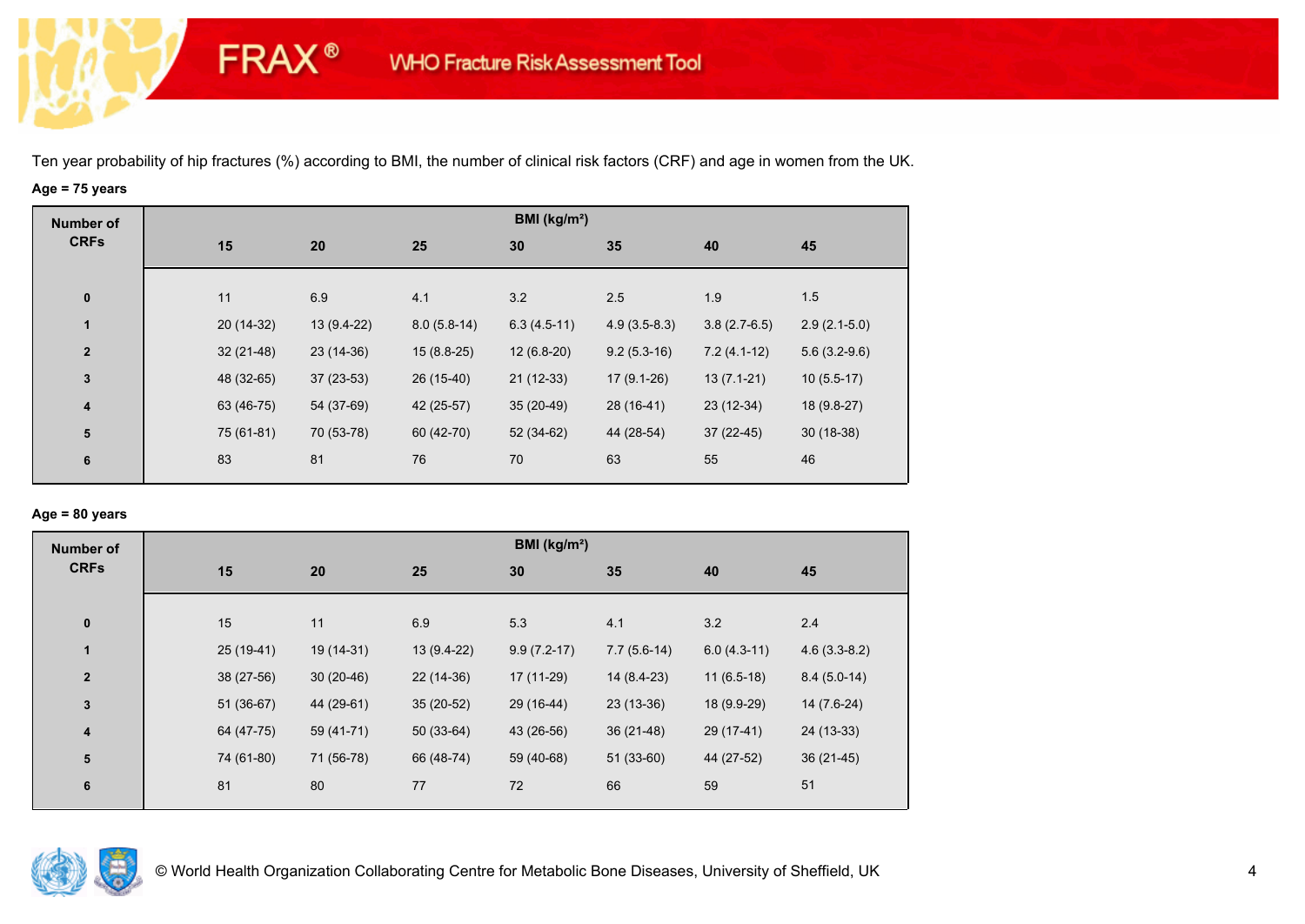FRAX® WHO Fracture Risk Assessment Tool

Ten year probability of hip fractures (%) according to BMI, the number of clinical risk factors (CRF) and age in women from the UK.

**Age = 75 years**

| Number of CRFs | BMI (kg/m²) | | | | | | |
|---|---|---|---|---|---|---|---|
| | 15 | 20 | 25 | 30 | 35 | 40 | 45 |
| 0 | 11 | 6.9 | 4.1 | 3.2 | 2.5 | 1.9 | 1.5 |
| 1 | 20 (14-32) | 13 (9.4-22) | 8.0 (5.8-14) | 6.3 (4.5-11) | 4.9 (3.5-8.3) | 3.8 (2.7-6.5) | 2.9 (2.1-5.0) |
| 2 | 32 (21-48) | 23 (14-36) | 15 (8.8-25) | 12 (6.8-20) | 9.2 (5.3-16) | 7.2 (4.1-12) | 5.6 (3.2-9.6) |
| 3 | 48 (32-65) | 37 (23-53) | 26 (15-40) | 21 (12-33) | 17 (9.1-26) | 13 (7.1-21) | 10 (5.5-17) |
| 4 | 63 (46-75) | 54 (37-69) | 42 (25-57) | 35 (20-49) | 28 (16-41) | 23 (12-34) | 18 (9.8-27) |
| 5 | 75 (61-81) | 70 (53-78) | 60 (42-70) | 52 (34-62) | 44 (28-54) | 37 (22-45) | 30 (18-38) |
| 6 | 83 | 81 | 76 | 70 | 63 | 55 | 46 |

**Age = 80 years**

| Number of CRFs | BMI (kg/m²) | | | | | | |
|---|---|---|---|---|---|---|---|
| | 15 | 20 | 25 | 30 | 35 | 40 | 45 |
| 0 | 15 | 11 | 6.9 | 5.3 | 4.1 | 3.2 | 2.4 |
| 1 | 25 (19-41) | 19 (14-31) | 13 (9.4-22) | 9.9 (7.2-17) | 7.7 (5.6-14) | 6.0 (4.3-11) | 4.6 (3.3-8.2) |
| 2 | 38 (27-56) | 30 (20-46) | 22 (14-36) | 17 (11-29) | 14 (8.4-23) | 11 (6.5-18) | 8.4 (5.0-14) |
| 3 | 51 (36-67) | 44 (29-61) | 35 (20-52) | 29 (16-44) | 23 (13-36) | 18 (9.9-29) | 14 (7.6-24) |
| 4 | 64 (47-75) | 59 (41-71) | 50 (33-64) | 43 (26-56) | 36 (21-48) | 29 (17-41) | 24 (13-33) |
| 5 | 74 (61-80) | 71 (56-78) | 66 (48-74) | 59 (40-68) | 51 (33-60) | 44 (27-52) | 36 (21-45) |
| 6 | 81 | 80 | 77 | 72 | 66 | 59 | 51 |

© World Health Organization Collaborating Centre for Metabolic Bone Diseases, University of Sheffield, UK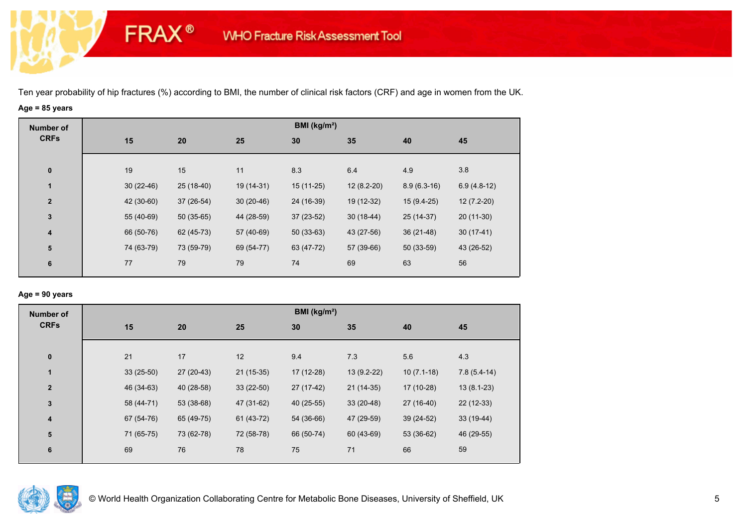FRAX® WHO Fracture Risk Assessment Tool

Ten year probability of hip fractures (%) according to BMI, the number of clinical risk factors (CRF) and age in women from the UK.

**Age = 85 years**

| Number of CRFs | BMI (kg/m²) | | | | | | |
|---|---|---|---|---|---|---|---|
| | **15** | **20** | **25** | **30** | **35** | **40** | **45** |
| **0** | 19 | 15 | 11 | 8.3 | 6.4 | 4.9 | 3.8 |
| **1** | 30 (22-46) | 25 (18-40) | 19 (14-31) | 15 (11-25) | 12 (8.2-20) | 8.9 (6.3-16) | 6.9 (4.8-12) |
| **2** | 42 (30-60) | 37 (26-54) | 30 (20-46) | 24 (16-39) | 19 (12-32) | 15 (9.4-25) | 12 (7.2-20) |
| **3** | 55 (40-69) | 50 (35-65) | 44 (28-59) | 37 (23-52) | 30 (18-44) | 25 (14-37) | 20 (11-30) |
| **4** | 66 (50-76) | 62 (45-73) | 57 (40-69) | 50 (33-63) | 43 (27-56) | 36 (21-48) | 30 (17-41) |
| **5** | 74 (63-79) | 73 (59-79) | 69 (54-77) | 63 (47-72) | 57 (39-66) | 50 (33-59) | 43 (26-52) |
| **6** | 77 | 79 | 79 | 74 | 69 | 63 | 56 |

**Age = 90 years**

| Number of CRFs | BMI (kg/m²) | | | | | | |
|---|---|---|---|---|---|---|---|
| | **15** | **20** | **25** | **30** | **35** | **40** | **45** |
| **0** | 21 | 17 | 12 | 9.4 | 7.3 | 5.6 | 4.3 |
| **1** | 33 (25-50) | 27 (20-43) | 21 (15-35) | 17 (12-28) | 13 (9.2-22) | 10 (7.1-18) | 7.8 (5.4-14) |
| **2** | 46 (34-63) | 40 (28-58) | 33 (22-50) | 27 (17-42) | 21 (14-35) | 17 (10-28) | 13 (8.1-23) |
| **3** | 58 (44-71) | 53 (38-68) | 47 (31-62) | 40 (25-55) | 33 (20-48) | 27 (16-40) | 22 (12-33) |
| **4** | 67 (54-76) | 65 (49-75) | 61 (43-72) | 54 (36-66) | 47 (29-59) | 39 (24-52) | 33 (19-44) |
| **5** | 71 (65-75) | 73 (62-78) | 72 (58-78) | 66 (50-74) | 60 (43-69) | 53 (36-62) | 46 (29-55) |
| **6** | 69 | 76 | 78 | 75 | 71 | 66 | 59 |

© World Health Organization Collaborating Centre for Metabolic Bone Diseases, University of Sheffield, UK